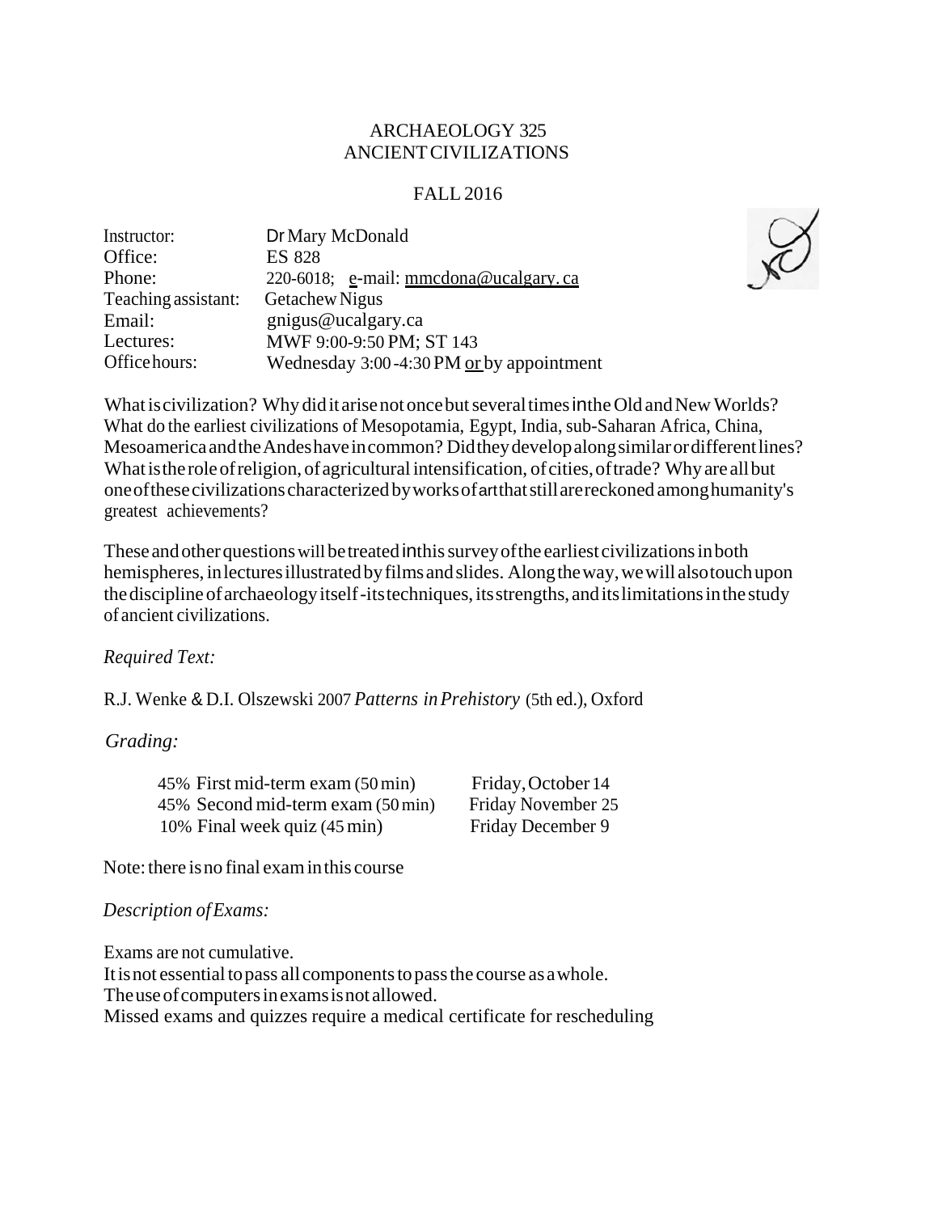# ARCHAEOLOGY 325
# ANCIENT CIVILIZATIONS

## FALL 2016

| | |
|---|---|
| Instructor: | Dr Mary McDonald |
| Office: | ES 828 |
| Phone: | 220-6018; e-mail: mmcdona@ucalgary. ca |
| Teaching assistant: | Getachew Nigus |
| Email: | gnigus@ucalgary.ca |
| Lectures: | MWF 9:00-9:50 PM; ST 143 |
| Office hours: | Wednesday 3:00 -4:30 PM or by appointment |

What is civilization? Why did it arise not once but several times in the Old and New Worlds? What do the earliest civilizations of Mesopotamia, Egypt, India, sub-Saharan Africa, China, Mesoamerica and the Andes have in common? Did they develop along similar or different lines? What is the role of religion, of agricultural intensification, of cities, of trade? Why are all but one of these civilizations characterized by works of art that still are reckoned among humanity's greatest achievements?

These and other questions will be treated in this survey of the earliest civilizations in both hemispheres, in lectures illustrated by films and slides. Along the way, we will also touch upon the discipline of archaeology itself - its techniques, its strengths, and its limitations in the study of ancient civilizations.

*Required Text:*

R.J. Wenke & D.I. Olszewski 2007 *Patterns in Prehistory* (5th ed.), Oxford

*Grading:*

| | |
|---|---|
| 45% First mid-term exam (50 min) | Friday, October 14 |
| 45% Second mid-term exam (50 min) | Friday November 25 |
| 10% Final week quiz (45 min) | Friday December 9 |

Note: there is no final exam in this course

*Description of Exams:*

Exams are not cumulative.
It is not essential to pass all components to pass the course as a whole.
The use of computers in exams is not allowed.
Missed exams and quizzes require a medical certificate for rescheduling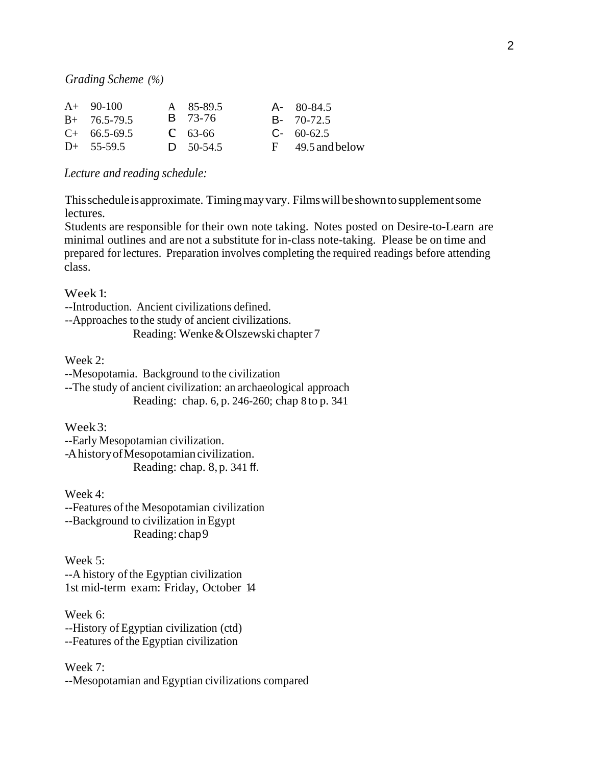*Grading Scheme (%)*

| | | | | | |
|---|---|---|---|---|---|
| A+ | 90-100 | A | 85-89.5 | A- | 80-84.5 |
| B+ | 76.5-79.5 | B | 73-76 | B- | 70-72.5 |
| C+ | 66.5-69.5 | C | 63-66 | C- | 60-62.5 |
| D+ | 55-59.5 | D | 50-54.5 | F | 49.5 and below |

*Lecture and reading schedule:*

This schedule is approximate. Timing may vary. Films will be shown to supplement some lectures.
Students are responsible for their own note taking. Notes posted on Desire-to-Learn are minimal outlines and are not a substitute for in-class note-taking. Please be on time and prepared for lectures. Preparation involves completing the required readings before attending class.

Week 1:
--Introduction. Ancient civilizations defined.
--Approaches to the study of ancient civilizations.
Reading: Wenke & Olszewski chapter 7

Week 2:
--Mesopotamia. Background to the civilization
--The study of ancient civilization: an archaeological approach
Reading: chap. 6, p. 246-260; chap 8 to p. 341

Week 3:
--Early Mesopotamian civilization.
-A history of Mesopotamian civilization.
Reading: chap. 8, p. 341 ff.

Week 4:
--Features of the Mesopotamian civilization
--Background to civilization in Egypt
Reading: chap 9

Week 5:
--A history of the Egyptian civilization
1st mid-term exam: Friday, October 14

Week 6:
--History of Egyptian civilization (ctd)
--Features of the Egyptian civilization

Week 7:
--Mesopotamian and Egyptian civilizations compared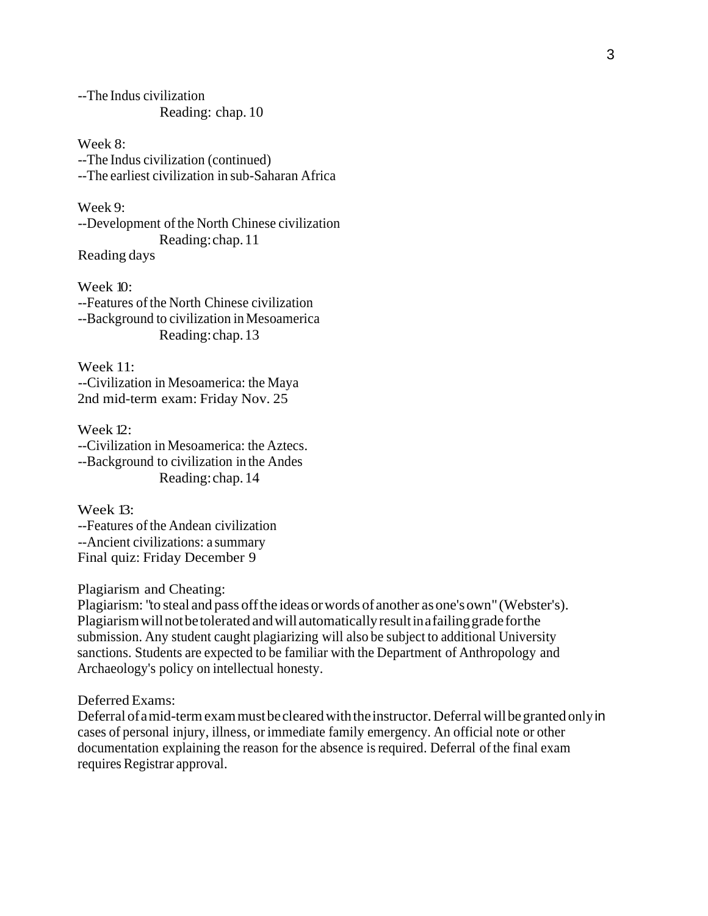--The Indus civilization

Reading: chap. 10

Week 8:

--The Indus civilization (continued)

--The earliest civilization in sub-Saharan Africa

Week 9:

--Development of the North Chinese civilization

Reading: chap. 11

Reading days

Week 10:

--Features of the North Chinese civilization

--Background to civilization in Mesoamerica

Reading: chap. 13

Week 11:

--Civilization in Mesoamerica: the Maya

2nd mid-term exam: Friday Nov. 25

Week 12:

--Civilization in Mesoamerica: the Aztecs.

--Background to civilization in the Andes

Reading: chap. 14

Week 13:

--Features of the Andean civilization

--Ancient civilizations: a summary

Final quiz: Friday December 9

Plagiarism and Cheating:

Plagiarism: "to steal and pass off the ideas or words of another as one's own" (Webster's). Plagiarism will not be tolerated and will automatically result in a failing grade for the submission. Any student caught plagiarizing will also be subject to additional University sanctions. Students are expected to be familiar with the Department of Anthropology and Archaeology's policy on intellectual honesty.

Deferred Exams:

Deferral of a mid-term exam must be cleared with the instructor. Deferral will be granted only in cases of personal injury, illness, or immediate family emergency. An official note or other documentation explaining the reason for the absence is required. Deferral of the final exam requires Registrar approval.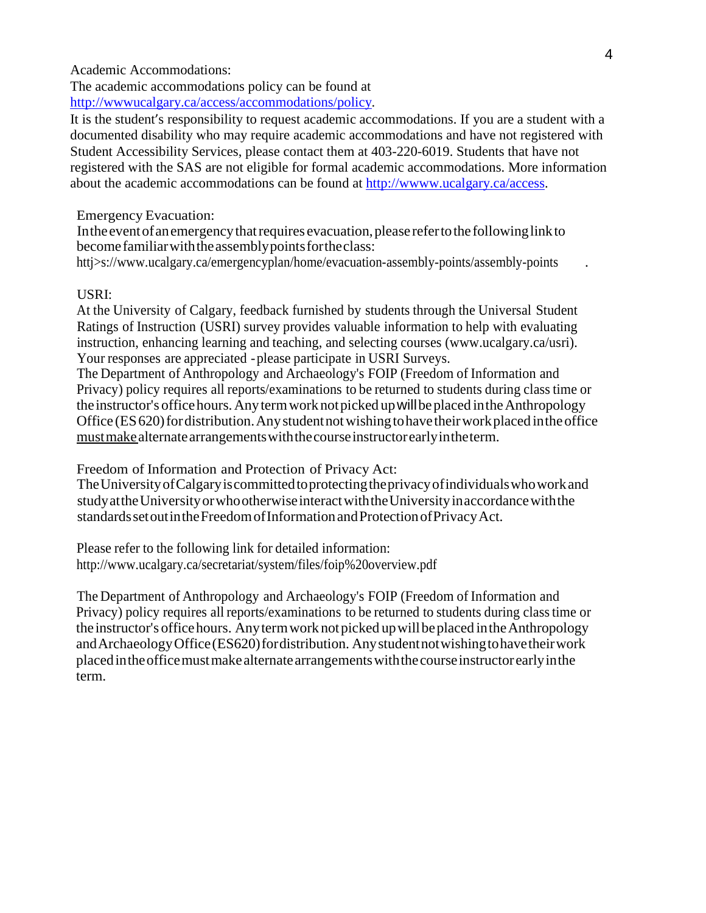Academic Accommodations:

The academic accommodations policy can be found at http://wwwucalgary.ca/access/accommodations/policy.

It is the student's responsibility to request academic accommodations. If you are a student with a documented disability who may require academic accommodations and have not registered with Student Accessibility Services, please contact them at 403-220-6019. Students that have not registered with the SAS are not eligible for formal academic accommodations. More information about the academic accommodations can be found at http://wwww.ucalgary.ca/access.

Emergency Evacuation:

In the event of an emergency that requires evacuation, please refer to the following link to become familiar with the assembly points for the class:
httj>s://www.ucalgary.ca/emergencyplan/home/evacuation-assembly-points/assembly-points .

USRI:

At the University of Calgary, feedback furnished by students through the Universal Student Ratings of Instruction (USRI) survey provides valuable information to help with evaluating instruction, enhancing learning and teaching, and selecting courses (www.ucalgary.ca/usri). Your responses are appreciated - please participate in USRI Surveys.

The Department of Anthropology and Archaeology's FOIP (Freedom of Information and Privacy) policy requires all reports/examinations to be returned to students during class time or the instructor's office hours. Any term work not picked up will be placed in the Anthropology Office (ES 620) for distribution. Any student not wishing to have their work placed in the office must make alternate arrangements with the course instructor early in the term.

Freedom of Information and Protection of Privacy Act:

The University of Calgary is committed to protecting the privacy of individuals who work and study at the University or who otherwise interact with the University in accordance with the standards set out in the Freedom of Information and Protection of Privacy Act.

Please refer to the following link for detailed information:
http://www.ucalgary.ca/secretariat/system/files/foip%20overview.pdf

The Department of Anthropology and Archaeology's FOIP (Freedom of Information and Privacy) policy requires all reports/examinations to be returned to students during class time or the instructor's office hours. Any term work not picked up will be placed in the Anthropology and Archaeology Office (ES620) for distribution. Any student not wishing to have their work placed in the office must make alternate arrangements with the course instructor early in the term.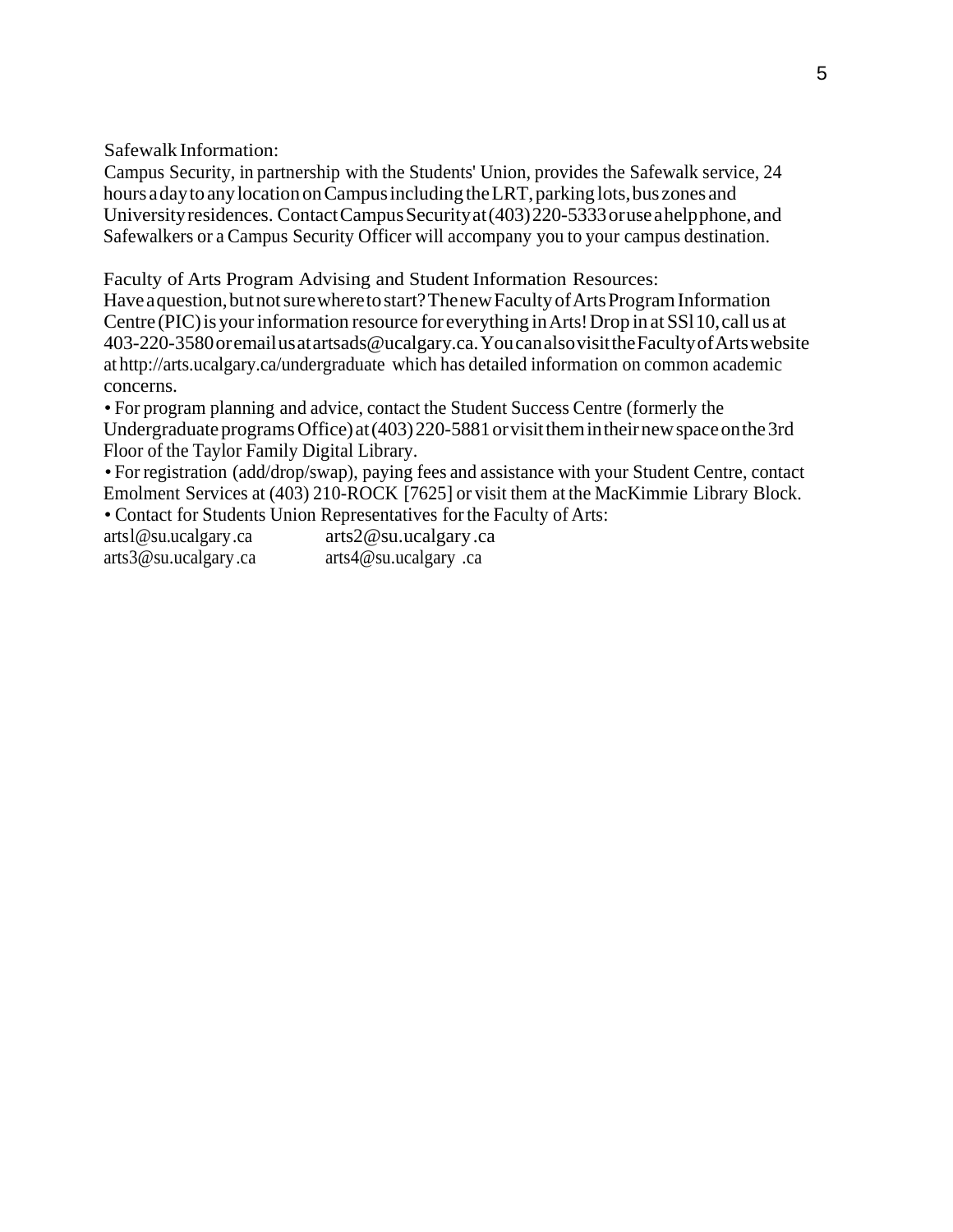Safewalk Information:

Campus Security, in partnership with the Students' Union, provides the Safewalk service, 24 hours a day to any location on Campus including the LRT, parking lots, bus zones and University residences. Contact Campus Security at (403) 220-5333 or use a help phone, and Safewalkers or a Campus Security Officer will accompany you to your campus destination.

Faculty of Arts Program Advising and Student Information Resources:

Have a question, but not sure where to start? The new Faculty of Arts Program Information Centre (PIC) is your information resource for everything in Arts! Drop in at SSl10, call us at 403-220-3580 or email us at artsads@ucalgary.ca. You can also visit the Faculty of Arts website at http://arts.ucalgary.ca/undergraduate which has detailed information on common academic concerns.

- For program planning and advice, contact the Student Success Centre (formerly the Undergraduate programs Office) at (403) 220-5881 or visit them in their new space on the 3rd Floor of the Taylor Family Digital Library.
- For registration (add/drop/swap), paying fees and assistance with your Student Centre, contact Emolment Services at (403) 210-ROCK [7625] or visit them at the MacKimmie Library Block.
- Contact for Students Union Representatives for the Faculty of Arts:

arts1@su.ucalgary.ca arts2@su.ucalgary.ca
arts3@su.ucalgary.ca arts4@su.ucalgary.ca